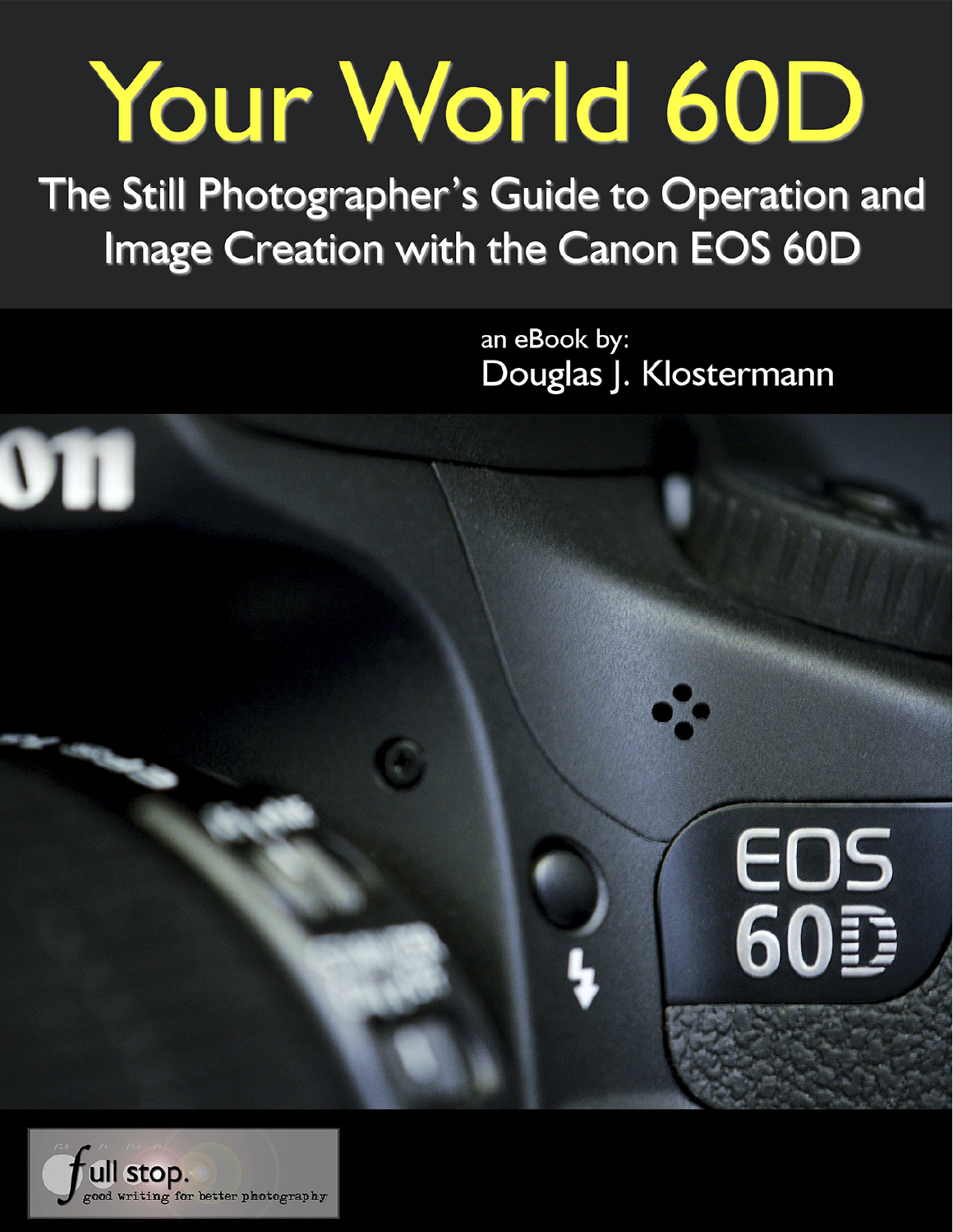# Your World 60D

## The Still Photographer's Guide to Operation and Image Creation with the Canon EOS 60D

an eBook by:

Douglas J. Klostermann

full stop.
good writing for better photography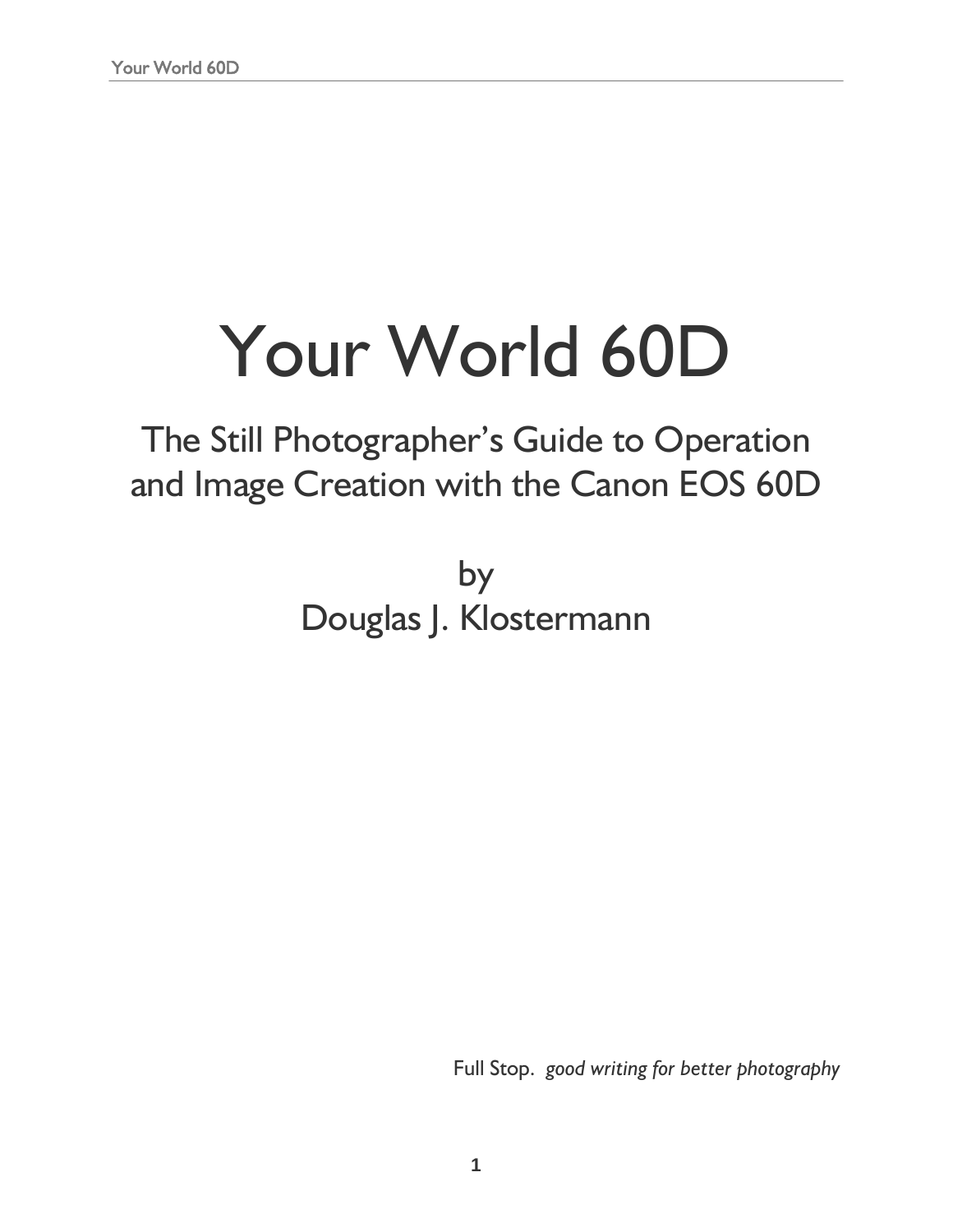# Your World 60D

## The Still Photographer's Guide to Operation and Image Creation with the Canon EOS 60D

by
Douglas J. Klostermann

Full Stop. *good writing for better photography*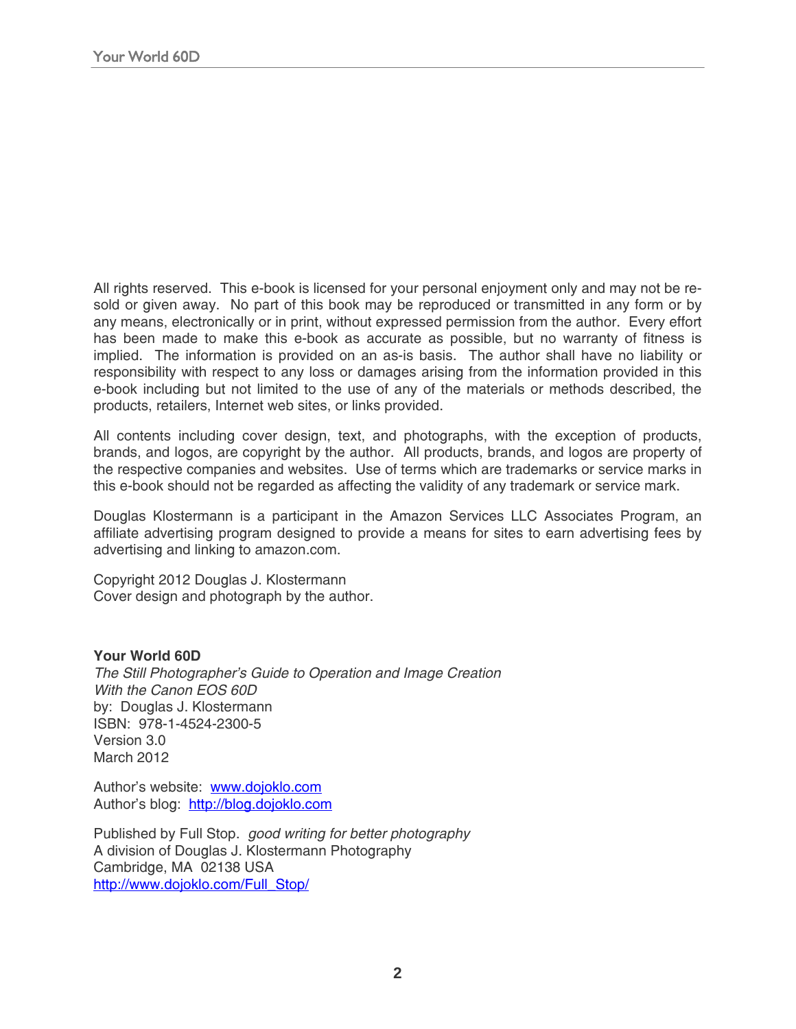All rights reserved. This e-book is licensed for your personal enjoyment only and may not be re-sold or given away. No part of this book may be reproduced or transmitted in any form or by any means, electronically or in print, without expressed permission from the author. Every effort has been made to make this e-book as accurate as possible, but no warranty of fitness is implied. The information is provided on an as-is basis. The author shall have no liability or responsibility with respect to any loss or damages arising from the information provided in this e-book including but not limited to the use of any of the materials or methods described, the products, retailers, Internet web sites, or links provided.

All contents including cover design, text, and photographs, with the exception of products, brands, and logos, are copyright by the author. All products, brands, and logos are property of the respective companies and websites. Use of terms which are trademarks or service marks in this e-book should not be regarded as affecting the validity of any trademark or service mark.

Douglas Klostermann is a participant in the Amazon Services LLC Associates Program, an affiliate advertising program designed to provide a means for sites to earn advertising fees by advertising and linking to amazon.com.

Copyright 2012 Douglas J. Klostermann  
Cover design and photograph by the author.

**Your World 60D**  
*The Still Photographer's Guide to Operation and Image Creation*  
*With the Canon EOS 60D*  
by: Douglas J. Klostermann  
ISBN: 978-1-4524-2300-5  
Version 3.0  
March 2012

Author's website: [www.dojoklo.com](http://www.dojoklo.com)  
Author's blog: [http://blog.dojoklo.com](http://blog.dojoklo.com)

Published by Full Stop. *good writing for better photography*  
A division of Douglas J. Klostermann Photography  
Cambridge, MA 02138 USA  
[http://www.dojoklo.com/Full_Stop/](http://www.dojoklo.com/Full_Stop/)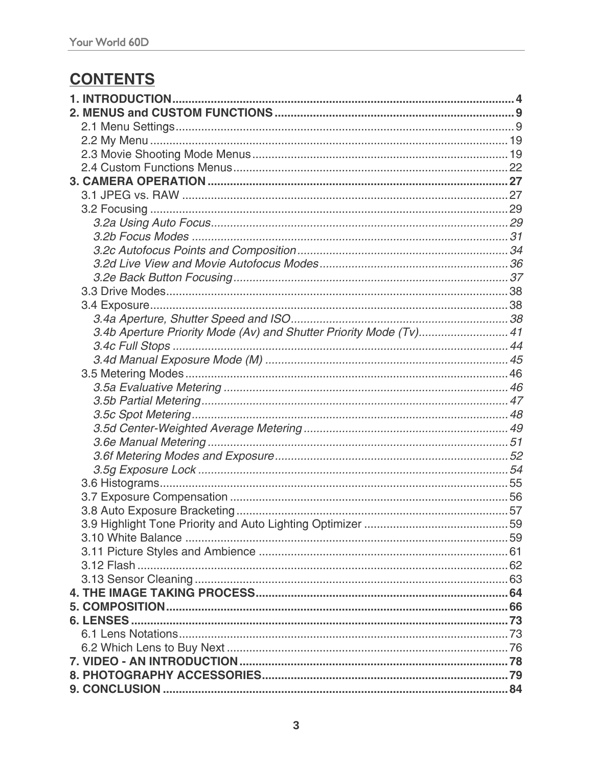# CONTENTS

**1. INTRODUCTION** .......... **4**
**2. MENUS and CUSTOM FUNCTIONS** .......... **9**
- 2.1 Menu Settings .......... 9
- 2.2 My Menu .......... 19
- 2.3 Movie Shooting Mode Menus .......... 19
- 2.4 Custom Functions Menus .......... 22

**3. CAMERA OPERATION** .......... **27**
- 3.1 JPEG vs. RAW .......... 27
- 3.2 Focusing .......... 29
  - *3.2a Using Auto Focus* .......... *29*
  - *3.2b Focus Modes* .......... *31*
  - *3.2c Autofocus Points and Composition* .......... *34*
  - *3.2d Live View and Movie Autofocus Modes* .......... *36*
  - *3.2e Back Button Focusing* .......... *37*
- 3.3 Drive Modes .......... 38
- 3.4 Exposure .......... 38
  - *3.4a Aperture, Shutter Speed and ISO* .......... *38*
  - *3.4b Aperture Priority Mode (Av) and Shutter Priority Mode (Tv)* .......... *41*
  - *3.4c Full Stops* .......... *44*
  - *3.4d Manual Exposure Mode (M)* .......... *45*
- 3.5 Metering Modes .......... 46
  - *3.5a Evaluative Metering* .......... *46*
  - *3.5b Partial Metering* .......... *47*
  - *3.5c Spot Metering* .......... *48*
  - *3.5d Center-Weighted Average Metering* .......... *49*
  - *3.6e Manual Metering* .......... *51*
  - *3.6f Metering Modes and Exposure* .......... *52*
  - *3.5g Exposure Lock* .......... *54*
- 3.6 Histograms .......... 55
- 3.7 Exposure Compensation .......... 56
- 3.8 Auto Exposure Bracketing .......... 57
- 3.9 Highlight Tone Priority and Auto Lighting Optimizer .......... 59
- 3.10 White Balance .......... 59
- 3.11 Picture Styles and Ambience .......... 61
- 3.12 Flash .......... 62
- 3.13 Sensor Cleaning .......... 63

**4. THE IMAGE TAKING PROCESS** .......... **64**
**5. COMPOSITION** .......... **66**
**6. LENSES** .......... **73**
- 6.1 Lens Notations .......... 73
- 6.2 Which Lens to Buy Next .......... 76

**7. VIDEO - AN INTRODUCTION** .......... **78**
**8. PHOTOGRAPHY ACCESSORIES** .......... **79**
**9. CONCLUSION** .......... **84**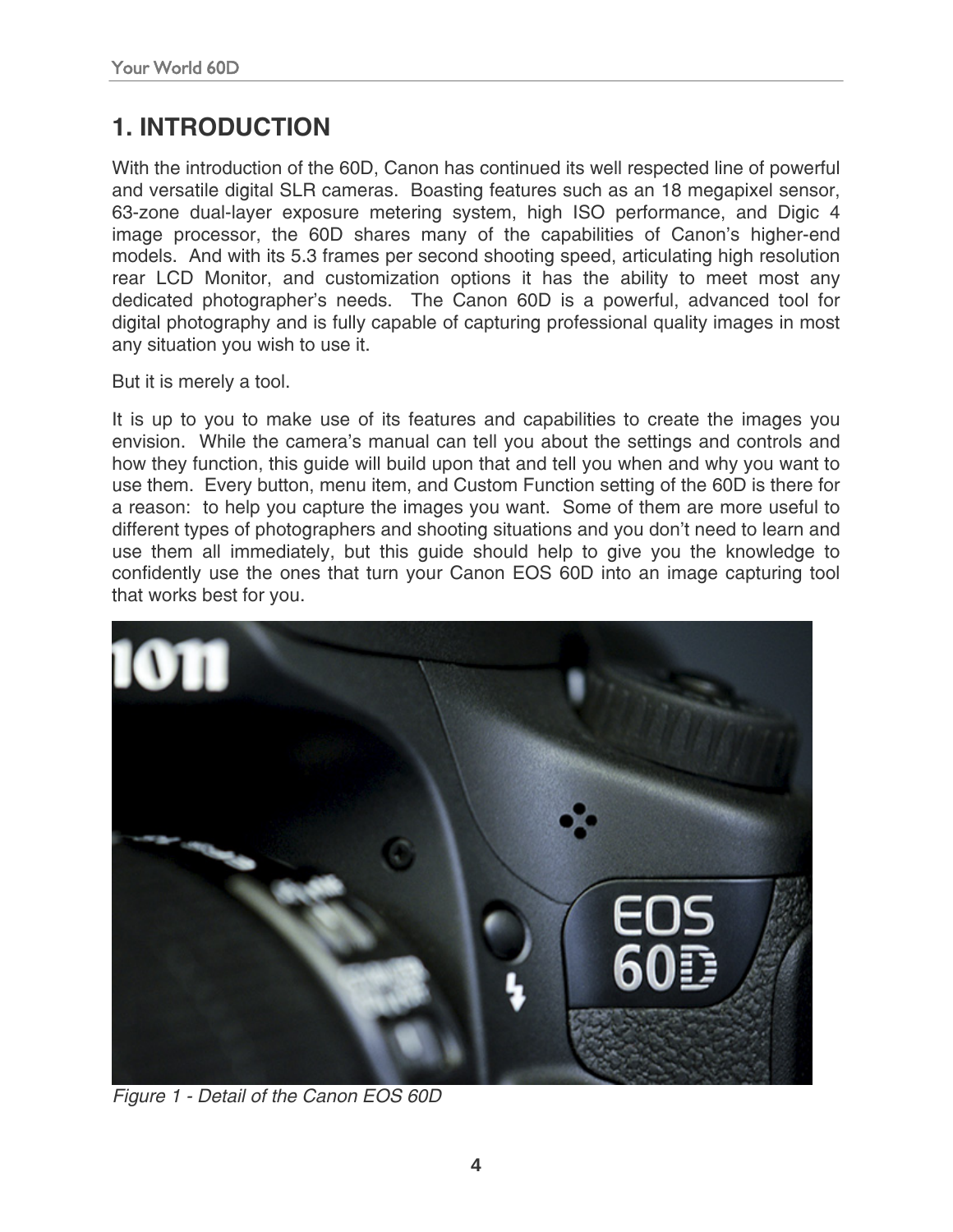# 1. INTRODUCTION

With the introduction of the 60D, Canon has continued its well respected line of powerful and versatile digital SLR cameras. Boasting features such as an 18 megapixel sensor, 63-zone dual-layer exposure metering system, high ISO performance, and Digic 4 image processor, the 60D shares many of the capabilities of Canon's higher-end models. And with its 5.3 frames per second shooting speed, articulating high resolution rear LCD Monitor, and customization options it has the ability to meet most any dedicated photographer's needs. The Canon 60D is a powerful, advanced tool for digital photography and is fully capable of capturing professional quality images in most any situation you wish to use it.

But it is merely a tool.

It is up to you to make use of its features and capabilities to create the images you envision. While the camera's manual can tell you about the settings and controls and how they function, this guide will build upon that and tell you when and why you want to use them. Every button, menu item, and Custom Function setting of the 60D is there for a reason: to help you capture the images you want. Some of them are more useful to different types of photographers and shooting situations and you don't need to learn and use them all immediately, but this guide should help to give you the knowledge to confidently use the ones that turn your Canon EOS 60D into an image capturing tool that works best for you.

*Figure 1 - Detail of the Canon EOS 60D*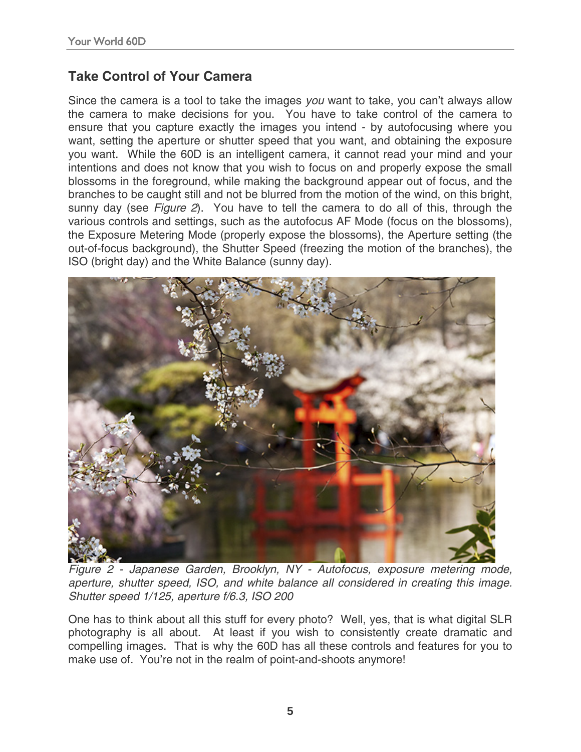## Take Control of Your Camera

Since the camera is a tool to take the images *you* want to take, you can't always allow the camera to make decisions for you. You have to take control of the camera to ensure that you capture exactly the images you intend - by autofocusing where you want, setting the aperture or shutter speed that you want, and obtaining the exposure you want. While the 60D is an intelligent camera, it cannot read your mind and your intentions and does not know that you wish to focus on and properly expose the small blossoms in the foreground, while making the background appear out of focus, and the branches to be caught still and not be blurred from the motion of the wind, on this bright, sunny day (see *Figure 2*). You have to tell the camera to do all of this, through the various controls and settings, such as the autofocus AF Mode (focus on the blossoms), the Exposure Metering Mode (properly expose the blossoms), the Aperture setting (the out-of-focus background), the Shutter Speed (freezing the motion of the branches), the ISO (bright day) and the White Balance (sunny day).

*Figure 2 - Japanese Garden, Brooklyn, NY - Autofocus, exposure metering mode, aperture, shutter speed, ISO, and white balance all considered in creating this image. Shutter speed 1/125, aperture f/6.3, ISO 200*

One has to think about all this stuff for every photo? Well, yes, that is what digital SLR photography is all about. At least if you wish to consistently create dramatic and compelling images. That is why the 60D has all these controls and features for you to make use of. You're not in the realm of point-and-shoots anymore!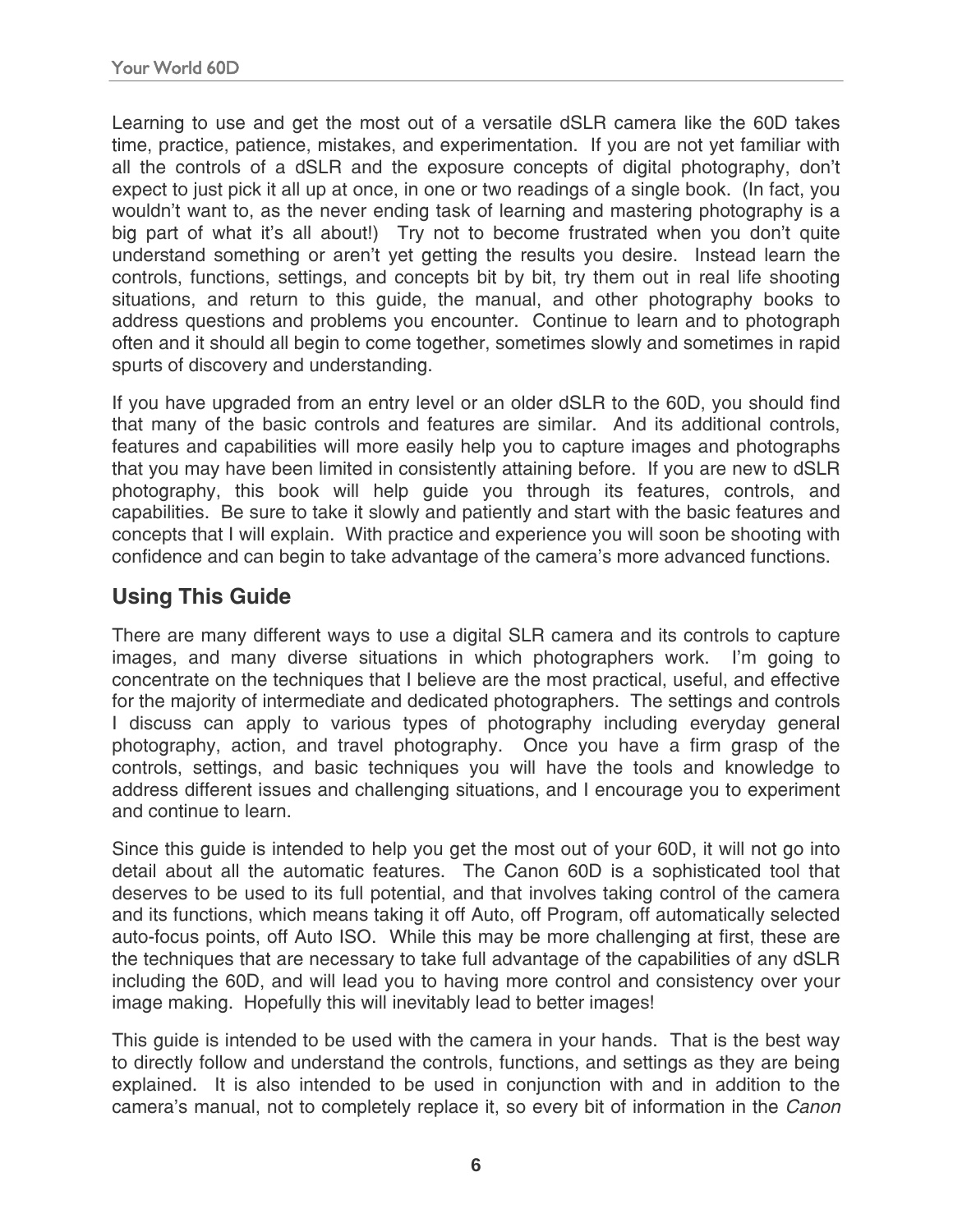Learning to use and get the most out of a versatile dSLR camera like the 60D takes time, practice, patience, mistakes, and experimentation. If you are not yet familiar with all the controls of a dSLR and the exposure concepts of digital photography, don't expect to just pick it all up at once, in one or two readings of a single book. (In fact, you wouldn't want to, as the never ending task of learning and mastering photography is a big part of what it's all about!) Try not to become frustrated when you don't quite understand something or aren't yet getting the results you desire. Instead learn the controls, functions, settings, and concepts bit by bit, try them out in real life shooting situations, and return to this guide, the manual, and other photography books to address questions and problems you encounter. Continue to learn and to photograph often and it should all begin to come together, sometimes slowly and sometimes in rapid spurts of discovery and understanding.

If you have upgraded from an entry level or an older dSLR to the 60D, you should find that many of the basic controls and features are similar. And its additional controls, features and capabilities will more easily help you to capture images and photographs that you may have been limited in consistently attaining before. If you are new to dSLR photography, this book will help guide you through its features, controls, and capabilities. Be sure to take it slowly and patiently and start with the basic features and concepts that I will explain. With practice and experience you will soon be shooting with confidence and can begin to take advantage of the camera's more advanced functions.

## Using This Guide

There are many different ways to use a digital SLR camera and its controls to capture images, and many diverse situations in which photographers work. I'm going to concentrate on the techniques that I believe are the most practical, useful, and effective for the majority of intermediate and dedicated photographers. The settings and controls I discuss can apply to various types of photography including everyday general photography, action, and travel photography. Once you have a firm grasp of the controls, settings, and basic techniques you will have the tools and knowledge to address different issues and challenging situations, and I encourage you to experiment and continue to learn.

Since this guide is intended to help you get the most out of your 60D, it will not go into detail about all the automatic features. The Canon 60D is a sophisticated tool that deserves to be used to its full potential, and that involves taking control of the camera and its functions, which means taking it off Auto, off Program, off automatically selected auto-focus points, off Auto ISO. While this may be more challenging at first, these are the techniques that are necessary to take full advantage of the capabilities of any dSLR including the 60D, and will lead you to having more control and consistency over your image making. Hopefully this will inevitably lead to better images!

This guide is intended to be used with the camera in your hands. That is the best way to directly follow and understand the controls, functions, and settings as they are being explained. It is also intended to be used in conjunction with and in addition to the camera's manual, not to completely replace it, so every bit of information in the *Canon*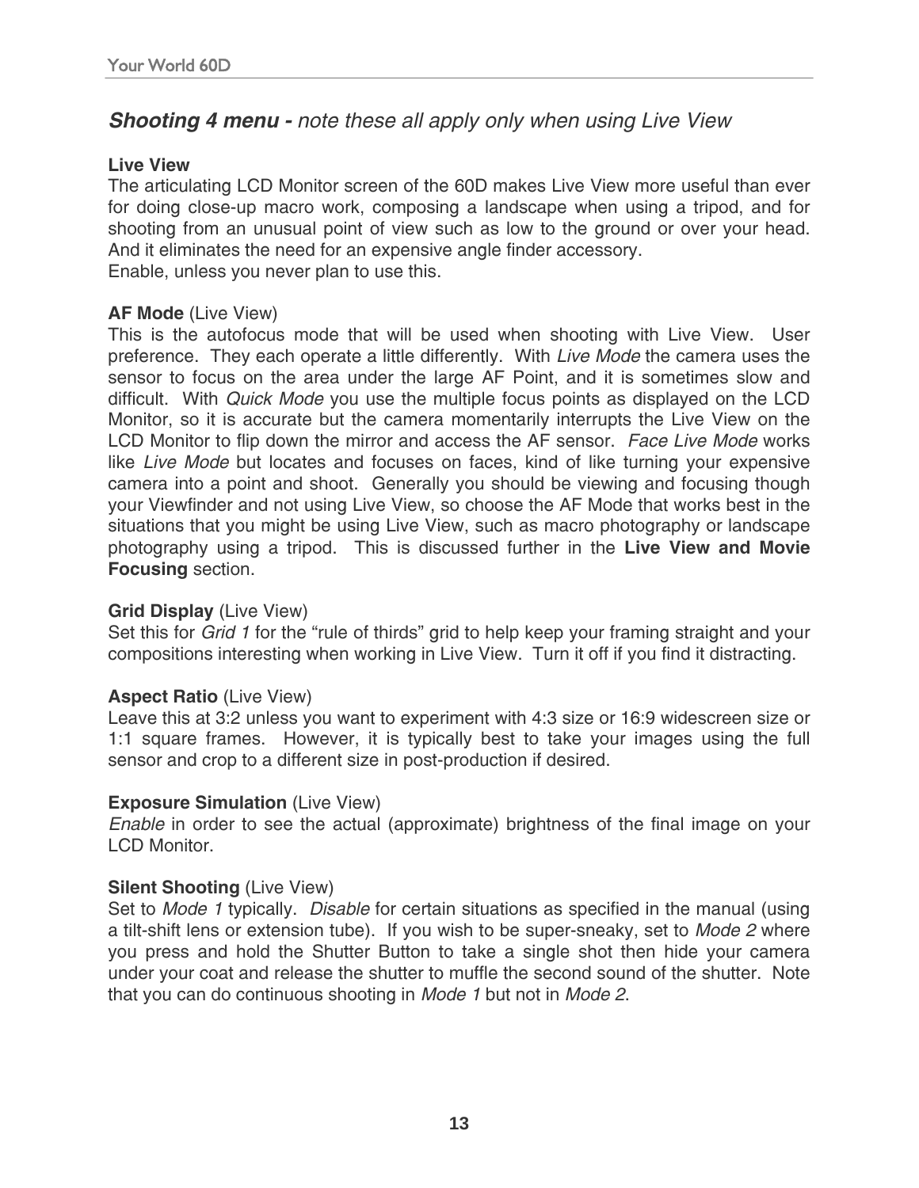## ***Shooting 4 menu -** note these all apply only when using Live View*

**Live View**
The articulating LCD Monitor screen of the 60D makes Live View more useful than ever for doing close-up macro work, composing a landscape when using a tripod, and for shooting from an unusual point of view such as low to the ground or over your head. And it eliminates the need for an expensive angle finder accessory.
Enable, unless you never plan to use this.

**AF Mode** (Live View)
This is the autofocus mode that will be used when shooting with Live View. User preference. They each operate a little differently. With *Live Mode* the camera uses the sensor to focus on the area under the large AF Point, and it is sometimes slow and difficult. With *Quick Mode* you use the multiple focus points as displayed on the LCD Monitor, so it is accurate but the camera momentarily interrupts the Live View on the LCD Monitor to flip down the mirror and access the AF sensor. *Face Live Mode* works like *Live Mode* but locates and focuses on faces, kind of like turning your expensive camera into a point and shoot. Generally you should be viewing and focusing though your Viewfinder and not using Live View, so choose the AF Mode that works best in the situations that you might be using Live View, such as macro photography or landscape photography using a tripod. This is discussed further in the **Live View and Movie Focusing** section.

**Grid Display** (Live View)
Set this for *Grid 1* for the "rule of thirds" grid to help keep your framing straight and your compositions interesting when working in Live View. Turn it off if you find it distracting.

**Aspect Ratio** (Live View)
Leave this at 3:2 unless you want to experiment with 4:3 size or 16:9 widescreen size or 1:1 square frames. However, it is typically best to take your images using the full sensor and crop to a different size in post-production if desired.

**Exposure Simulation** (Live View)
*Enable* in order to see the actual (approximate) brightness of the final image on your LCD Monitor.

**Silent Shooting** (Live View)
Set to *Mode 1* typically. *Disable* for certain situations as specified in the manual (using a tilt-shift lens or extension tube). If you wish to be super-sneaky, set to *Mode 2* where you press and hold the Shutter Button to take a single shot then hide your camera under your coat and release the shutter to muffle the second sound of the shutter. Note that you can do continuous shooting in *Mode 1* but not in *Mode 2*.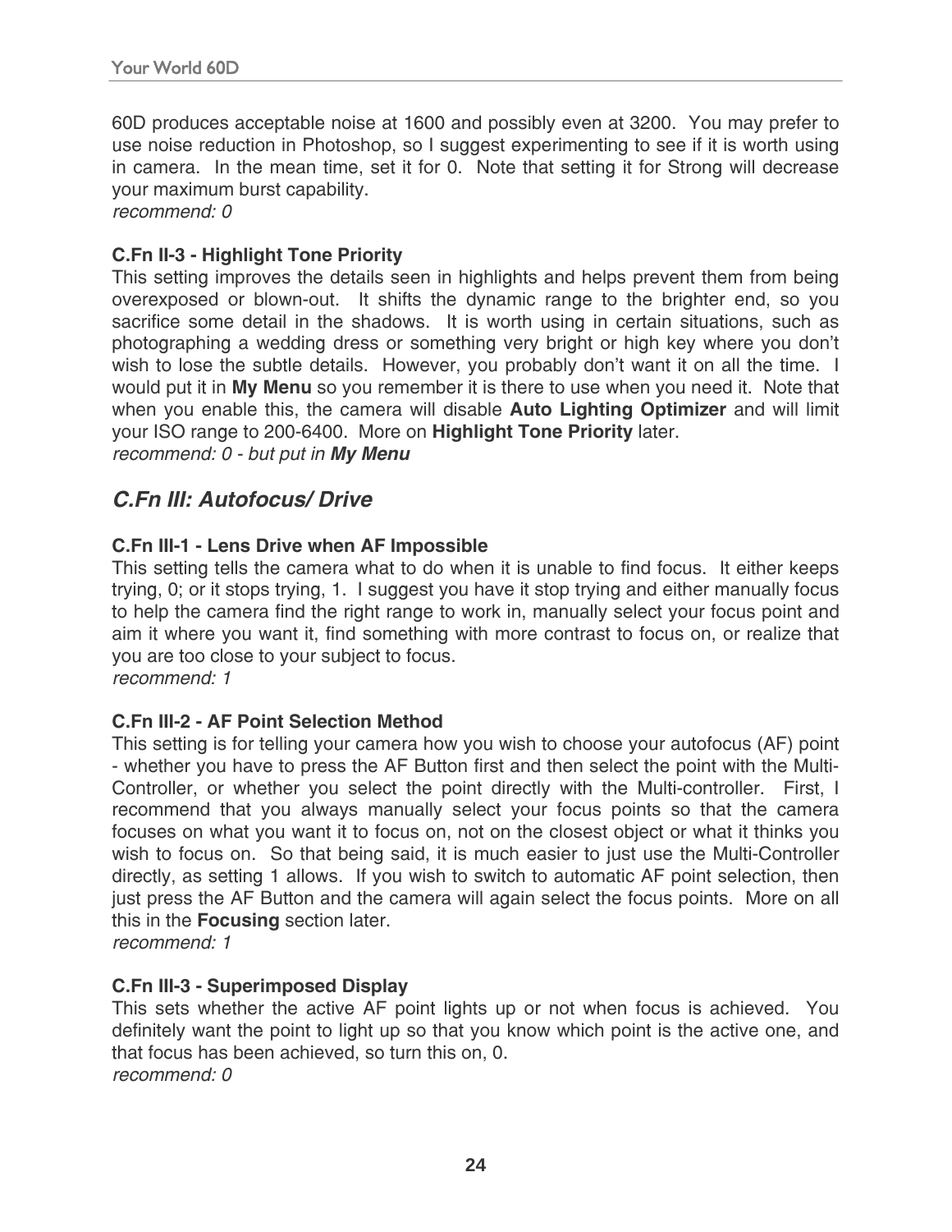60D produces acceptable noise at 1600 and possibly even at 3200. You may prefer to use noise reduction in Photoshop, so I suggest experimenting to see if it is worth using in camera. In the mean time, set it for 0. Note that setting it for Strong will decrease your maximum burst capability.
*recommend: 0*

**C.Fn II-3 - Highlight Tone Priority**
This setting improves the details seen in highlights and helps prevent them from being overexposed or blown-out. It shifts the dynamic range to the brighter end, so you sacrifice some detail in the shadows. It is worth using in certain situations, such as photographing a wedding dress or something very bright or high key where you don't wish to lose the subtle details. However, you probably don't want it on all the time. I would put it in **My Menu** so you remember it is there to use when you need it. Note that when you enable this, the camera will disable **Auto Lighting Optimizer** and will limit your ISO range to 200-6400. More on **Highlight Tone Priority** later.
*recommend: 0 - but put in* ***My Menu***

## *C.Fn III: Autofocus/ Drive*

**C.Fn III-1 - Lens Drive when AF Impossible**
This setting tells the camera what to do when it is unable to find focus. It either keeps trying, 0; or it stops trying, 1. I suggest you have it stop trying and either manually focus to help the camera find the right range to work in, manually select your focus point and aim it where you want it, find something with more contrast to focus on, or realize that you are too close to your subject to focus.
*recommend: 1*

**C.Fn III-2 - AF Point Selection Method**
This setting is for telling your camera how you wish to choose your autofocus (AF) point - whether you have to press the AF Button first and then select the point with the Multi-Controller, or whether you select the point directly with the Multi-controller. First, I recommend that you always manually select your focus points so that the camera focuses on what you want it to focus on, not on the closest object or what it thinks you wish to focus on. So that being said, it is much easier to just use the Multi-Controller directly, as setting 1 allows. If you wish to switch to automatic AF point selection, then just press the AF Button and the camera will again select the focus points. More on all this in the **Focusing** section later.
*recommend: 1*

**C.Fn III-3 - Superimposed Display**
This sets whether the active AF point lights up or not when focus is achieved. You definitely want the point to light up so that you know which point is the active one, and that focus has been achieved, so turn this on, 0.
*recommend: 0*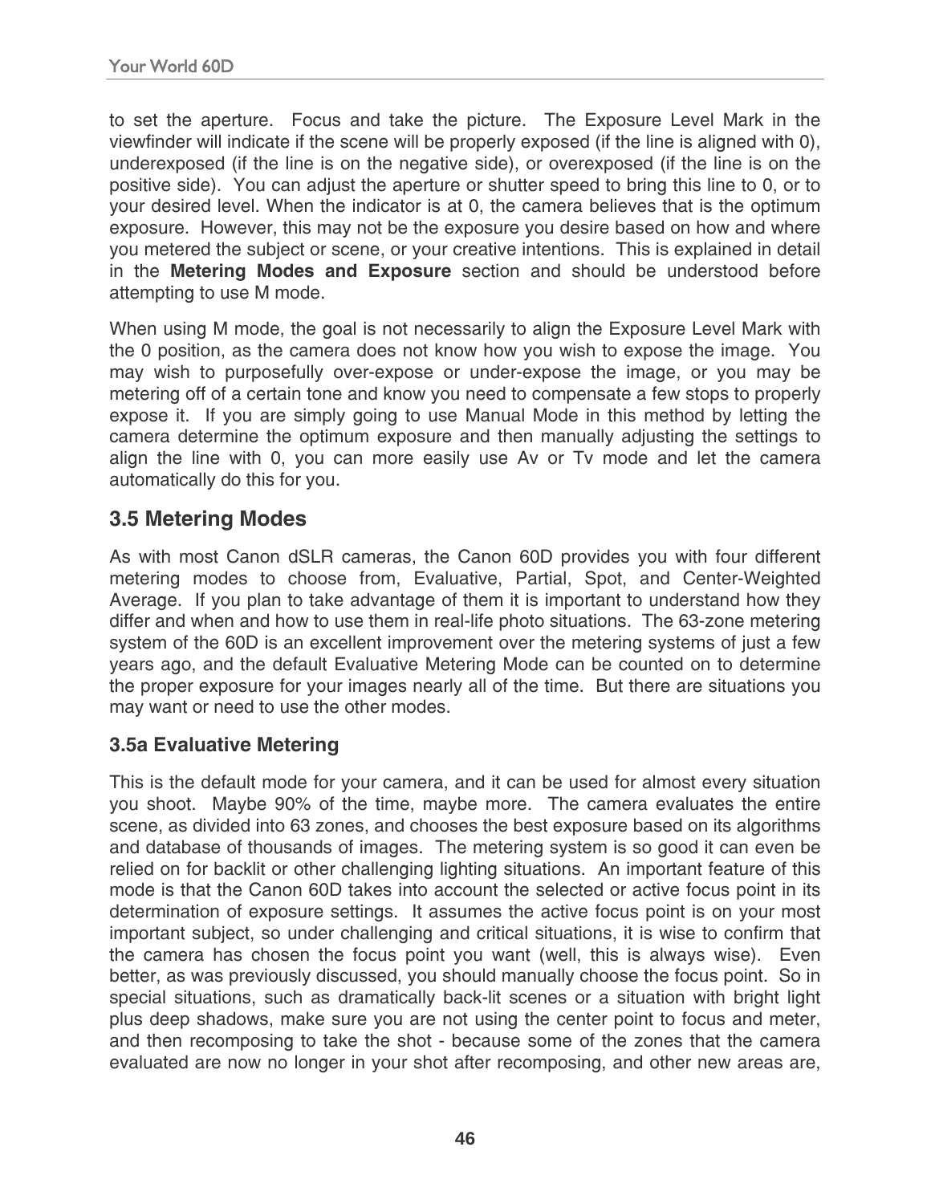to set the aperture. Focus and take the picture. The Exposure Level Mark in the viewfinder will indicate if the scene will be properly exposed (if the line is aligned with 0), underexposed (if the line is on the negative side), or overexposed (if the line is on the positive side). You can adjust the aperture or shutter speed to bring this line to 0, or to your desired level. When the indicator is at 0, the camera believes that is the optimum exposure. However, this may not be the exposure you desire based on how and where you metered the subject or scene, or your creative intentions. This is explained in detail in the **Metering Modes and Exposure** section and should be understood before attempting to use M mode.

When using M mode, the goal is not necessarily to align the Exposure Level Mark with the 0 position, as the camera does not know how you wish to expose the image. You may wish to purposefully over-expose or under-expose the image, or you may be metering off of a certain tone and know you need to compensate a few stops to properly expose it. If you are simply going to use Manual Mode in this method by letting the camera determine the optimum exposure and then manually adjusting the settings to align the line with 0, you can more easily use Av or Tv mode and let the camera automatically do this for you.

## 3.5 Metering Modes

As with most Canon dSLR cameras, the Canon 60D provides you with four different metering modes to choose from, Evaluative, Partial, Spot, and Center-Weighted Average. If you plan to take advantage of them it is important to understand how they differ and when and how to use them in real-life photo situations. The 63-zone metering system of the 60D is an excellent improvement over the metering systems of just a few years ago, and the default Evaluative Metering Mode can be counted on to determine the proper exposure for your images nearly all of the time. But there are situations you may want or need to use the other modes.

### 3.5a Evaluative Metering

This is the default mode for your camera, and it can be used for almost every situation you shoot. Maybe 90% of the time, maybe more. The camera evaluates the entire scene, as divided into 63 zones, and chooses the best exposure based on its algorithms and database of thousands of images. The metering system is so good it can even be relied on for backlit or other challenging lighting situations. An important feature of this mode is that the Canon 60D takes into account the selected or active focus point in its determination of exposure settings. It assumes the active focus point is on your most important subject, so under challenging and critical situations, it is wise to confirm that the camera has chosen the focus point you want (well, this is always wise). Even better, as was previously discussed, you should manually choose the focus point. So in special situations, such as dramatically back-lit scenes or a situation with bright light plus deep shadows, make sure you are not using the center point to focus and meter, and then recomposing to take the shot - because some of the zones that the camera evaluated are now no longer in your shot after recomposing, and other new areas are,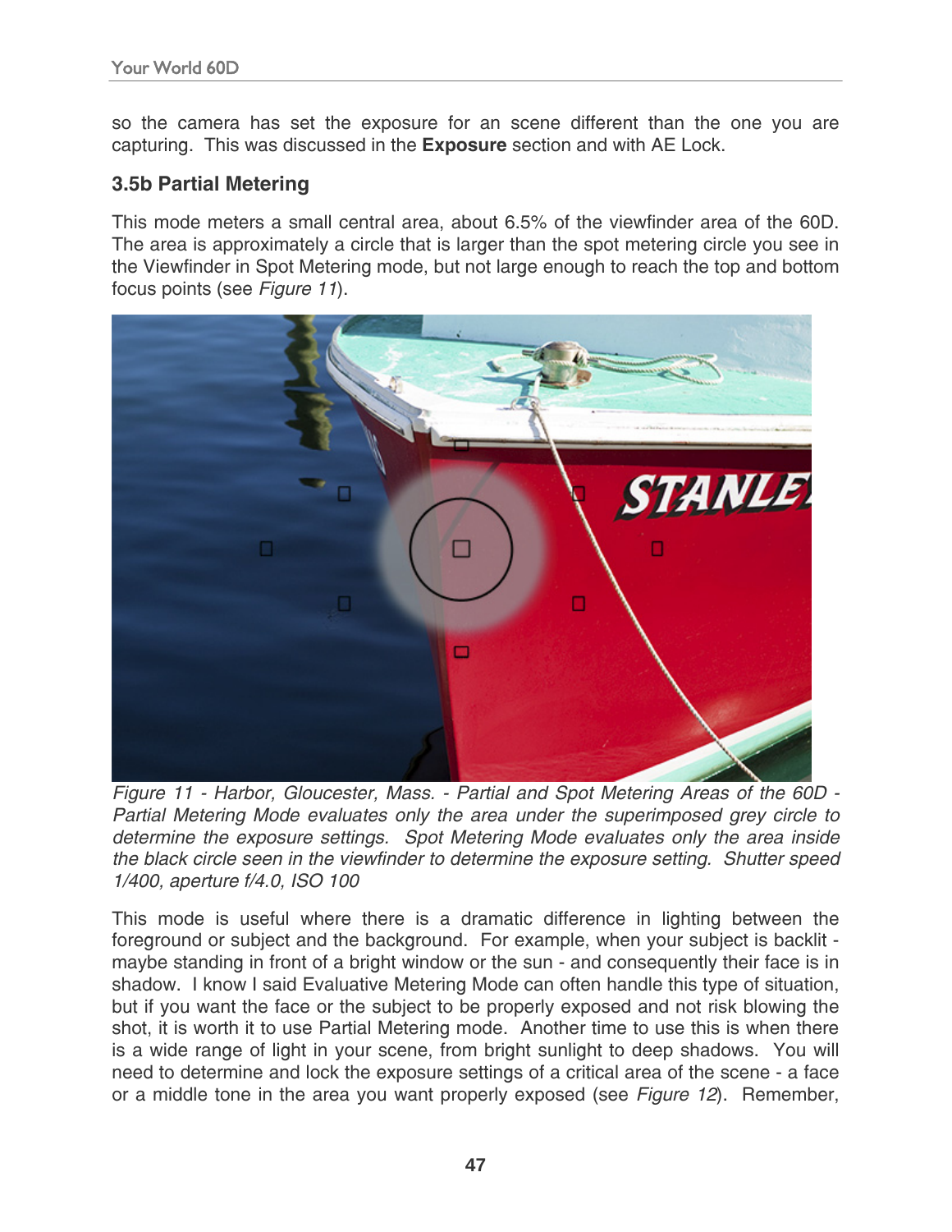so the camera has set the exposure for an scene different than the one you are capturing. This was discussed in the **Exposure** section and with AE Lock.

### 3.5b Partial Metering

This mode meters a small central area, about 6.5% of the viewfinder area of the 60D. The area is approximately a circle that is larger than the spot metering circle you see in the Viewfinder in Spot Metering mode, but not large enough to reach the top and bottom focus points (see *Figure 11*).

*Figure 11 - Harbor, Gloucester, Mass. - Partial and Spot Metering Areas of the 60D - Partial Metering Mode evaluates only the area under the superimposed grey circle to determine the exposure settings. Spot Metering Mode evaluates only the area inside the black circle seen in the viewfinder to determine the exposure setting. Shutter speed 1/400, aperture f/4.0, ISO 100*

This mode is useful where there is a dramatic difference in lighting between the foreground or subject and the background. For example, when your subject is backlit - maybe standing in front of a bright window or the sun - and consequently their face is in shadow. I know I said Evaluative Metering Mode can often handle this type of situation, but if you want the face or the subject to be properly exposed and not risk blowing the shot, it is worth it to use Partial Metering mode. Another time to use this is when there is a wide range of light in your scene, from bright sunlight to deep shadows. You will need to determine and lock the exposure settings of a critical area of the scene - a face or a middle tone in the area you want properly exposed (see *Figure 12*). Remember,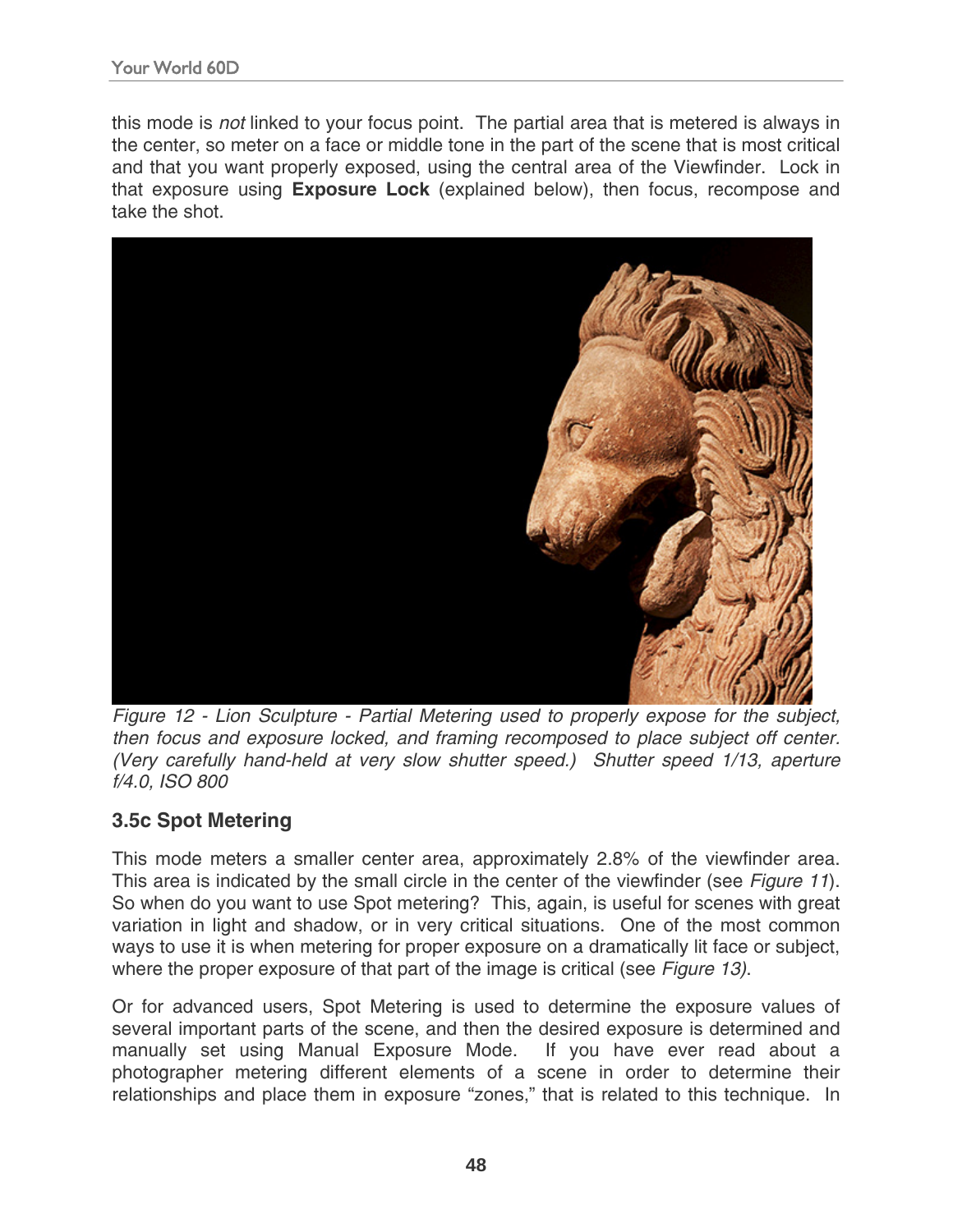this mode is *not* linked to your focus point. The partial area that is metered is always in the center, so meter on a face or middle tone in the part of the scene that is most critical and that you want properly exposed, using the central area of the Viewfinder. Lock in that exposure using **Exposure Lock** (explained below), then focus, recompose and take the shot.

*Figure 12 - Lion Sculpture - Partial Metering used to properly expose for the subject, then focus and exposure locked, and framing recomposed to place subject off center. (Very carefully hand-held at very slow shutter speed.) Shutter speed 1/13, aperture f/4.0, ISO 800*

### 3.5c Spot Metering

This mode meters a smaller center area, approximately 2.8% of the viewfinder area. This area is indicated by the small circle in the center of the viewfinder (see *Figure 11*). So when do you want to use Spot metering? This, again, is useful for scenes with great variation in light and shadow, or in very critical situations. One of the most common ways to use it is when metering for proper exposure on a dramatically lit face or subject, where the proper exposure of that part of the image is critical (see *Figure 13)*.

Or for advanced users, Spot Metering is used to determine the exposure values of several important parts of the scene, and then the desired exposure is determined and manually set using Manual Exposure Mode. If you have ever read about a photographer metering different elements of a scene in order to determine their relationships and place them in exposure "zones," that is related to this technique. In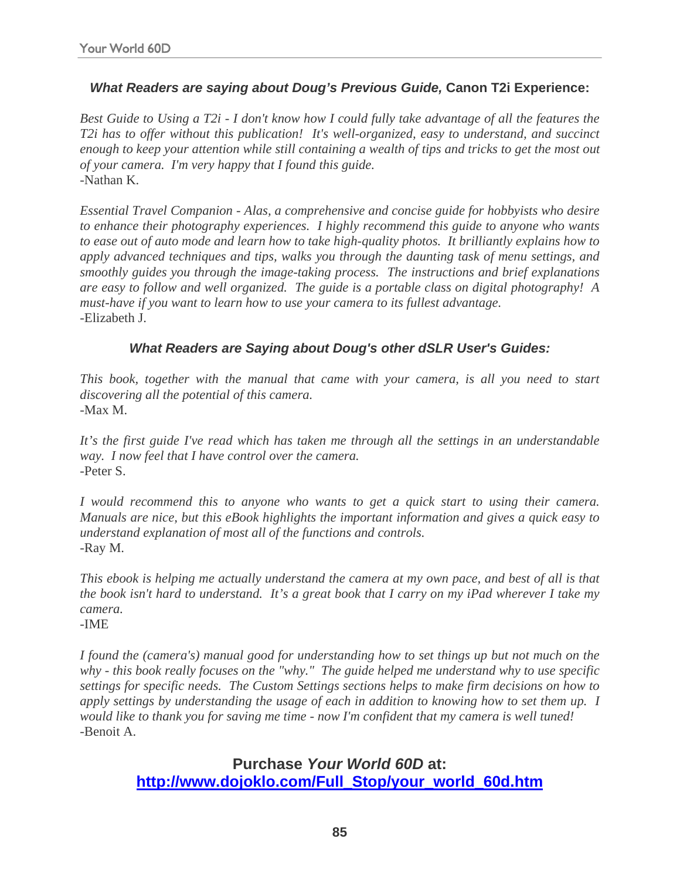### ***What Readers are saying about Doug's Previous Guide,* Canon T2i Experience:**

*Best Guide to Using a T2i - I don't know how I could fully take advantage of all the features the T2i has to offer without this publication! It's well-organized, easy to understand, and succinct enough to keep your attention while still containing a wealth of tips and tricks to get the most out of your camera. I'm very happy that I found this guide.*
-Nathan K.

*Essential Travel Companion - Alas, a comprehensive and concise guide for hobbyists who desire to enhance their photography experiences. I highly recommend this guide to anyone who wants to ease out of auto mode and learn how to take high-quality photos. It brilliantly explains how to apply advanced techniques and tips, walks you through the daunting task of menu settings, and smoothly guides you through the image-taking process. The instructions and brief explanations are easy to follow and well organized. The guide is a portable class on digital photography! A must-have if you want to learn how to use your camera to its fullest advantage.*
-Elizabeth J.

### ***What Readers are Saying about Doug's other dSLR User's Guides:***

*This book, together with the manual that came with your camera, is all you need to start discovering all the potential of this camera.*
-Max M.

*It's the first guide I've read which has taken me through all the settings in an understandable way. I now feel that I have control over the camera.*
-Peter S.

*I would recommend this to anyone who wants to get a quick start to using their camera. Manuals are nice, but this eBook highlights the important information and gives a quick easy to understand explanation of most all of the functions and controls.*
-Ray M.

*This ebook is helping me actually understand the camera at my own pace, and best of all is that the book isn't hard to understand. It's a great book that I carry on my iPad wherever I take my camera.*
-IME

*I found the (camera's) manual good for understanding how to set things up but not much on the why - this book really focuses on the "why." The guide helped me understand why to use specific settings for specific needs. The Custom Settings sections helps to make firm decisions on how to apply settings by understanding the usage of each in addition to knowing how to set them up. I would like to thank you for saving me time - now I'm confident that my camera is well tuned!*
-Benoit A.

**Purchase *Your World 60D* at:**
**http://www.dojoklo.com/Full_Stop/your_world_60d.htm**